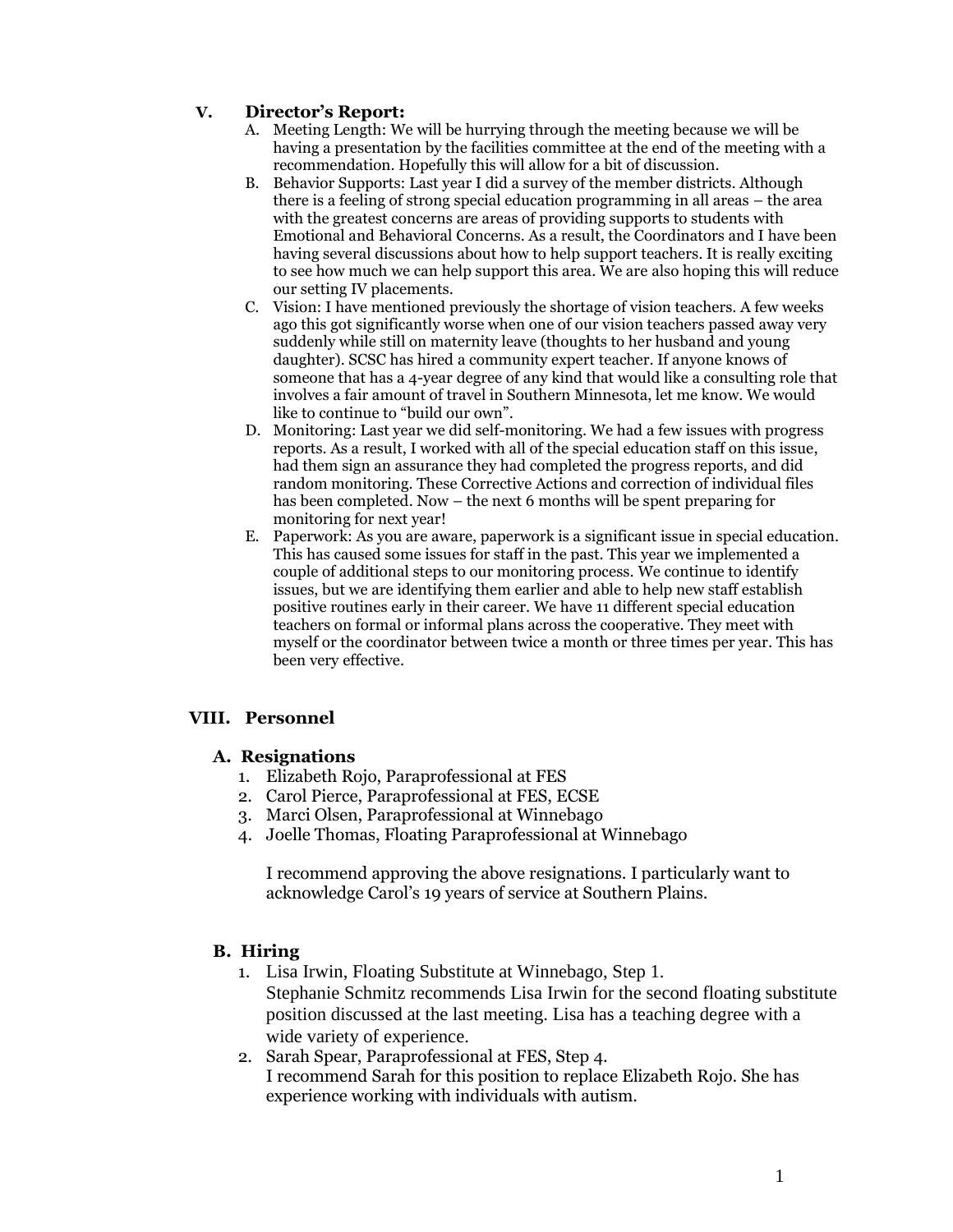## V. Director's Report:

A. Meeting Length: We will be hurrying through the meeting because we will be having a presentation by the facilities committee at the end of the meeting with a recommendation. Hopefully this will allow for a bit of discussion.

B. Behavior Supports: Last year I did a survey of the member districts. Although there is a feeling of strong special education programming in all areas – the area with the greatest concerns are areas of providing supports to students with Emotional and Behavioral Concerns. As a result, the Coordinators and I have been having several discussions about how to help support teachers. It is really exciting to see how much we can help support this area. We are also hoping this will reduce our setting IV placements.

C. Vision: I have mentioned previously the shortage of vision teachers. A few weeks ago this got significantly worse when one of our vision teachers passed away very suddenly while still on maternity leave (thoughts to her husband and young daughter). SCSC has hired a community expert teacher. If anyone knows of someone that has a 4-year degree of any kind that would like a consulting role that involves a fair amount of travel in Southern Minnesota, let me know. We would like to continue to "build our own".

D. Monitoring: Last year we did self-monitoring. We had a few issues with progress reports. As a result, I worked with all of the special education staff on this issue, had them sign an assurance they had completed the progress reports, and did random monitoring. These Corrective Actions and correction of individual files has been completed. Now – the next 6 months will be spent preparing for monitoring for next year!

E. Paperwork: As you are aware, paperwork is a significant issue in special education. This has caused some issues for staff in the past. This year we implemented a couple of additional steps to our monitoring process. We continue to identify issues, but we are identifying them earlier and able to help new staff establish positive routines early in their career. We have 11 different special education teachers on formal or informal plans across the cooperative. They meet with myself or the coordinator between twice a month or three times per year. This has been very effective.

## VIII. Personnel

### A. Resignations

1. Elizabeth Rojo, Paraprofessional at FES
2. Carol Pierce, Paraprofessional at FES, ECSE
3. Marci Olsen, Paraprofessional at Winnebago
4. Joelle Thomas, Floating Paraprofessional at Winnebago

I recommend approving the above resignations. I particularly want to acknowledge Carol's 19 years of service at Southern Plains.

### B. Hiring

1. Lisa Irwin, Floating Substitute at Winnebago, Step 1.
   Stephanie Schmitz recommends Lisa Irwin for the second floating substitute position discussed at the last meeting. Lisa has a teaching degree with a wide variety of experience.
2. Sarah Spear, Paraprofessional at FES, Step 4.
   I recommend Sarah for this position to replace Elizabeth Rojo. She has experience working with individuals with autism.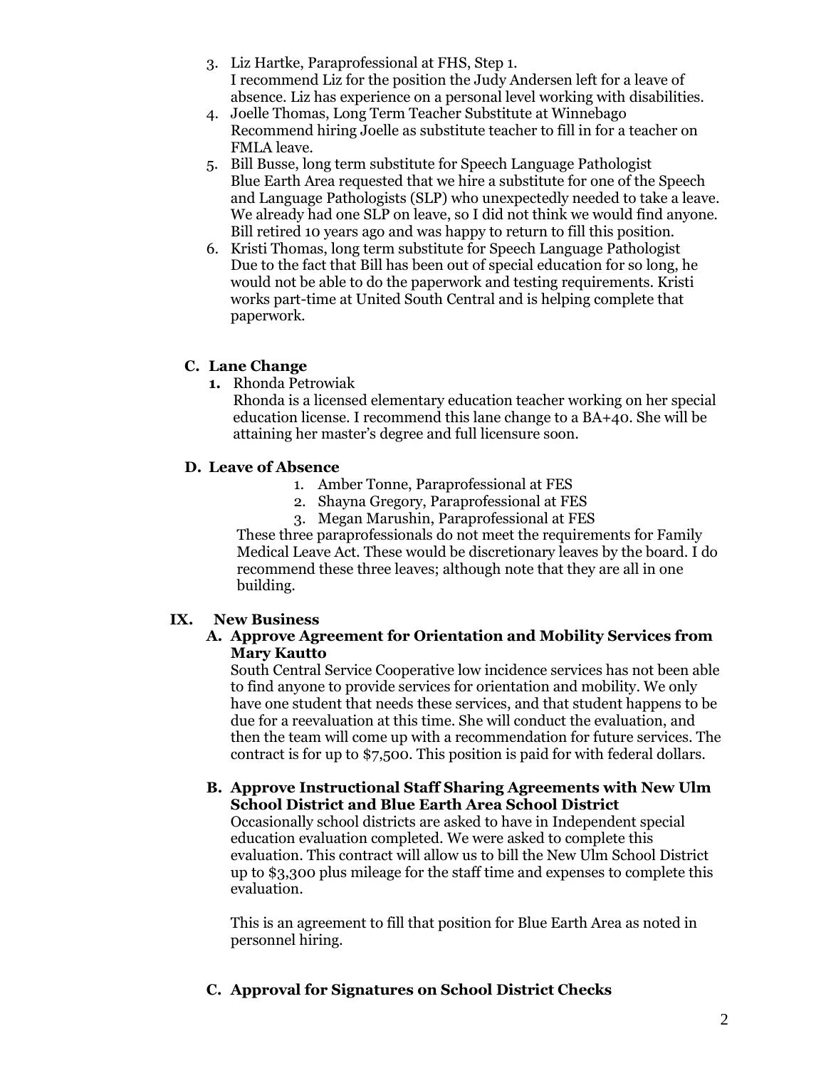3. Liz Hartke, Paraprofessional at FHS, Step 1.
   I recommend Liz for the position the Judy Andersen left for a leave of absence. Liz has experience on a personal level working with disabilities.
4. Joelle Thomas, Long Term Teacher Substitute at Winnebago
   Recommend hiring Joelle as substitute teacher to fill in for a teacher on FMLA leave.
5. Bill Busse, long term substitute for Speech Language Pathologist
   Blue Earth Area requested that we hire a substitute for one of the Speech and Language Pathologists (SLP) who unexpectedly needed to take a leave. We already had one SLP on leave, so I did not think we would find anyone. Bill retired 10 years ago and was happy to return to fill this position.
6. Kristi Thomas, long term substitute for Speech Language Pathologist
   Due to the fact that Bill has been out of special education for so long, he would not be able to do the paperwork and testing requirements. Kristi works part-time at United South Central and is helping complete that paperwork.

**C. Lane Change**

1. Rhonda Petrowiak
   Rhonda is a licensed elementary education teacher working on her special education license. I recommend this lane change to a BA+40. She will be attaining her master's degree and full licensure soon.

**D. Leave of Absence**

1. Amber Tonne, Paraprofessional at FES
2. Shayna Gregory, Paraprofessional at FES
3. Megan Marushin, Paraprofessional at FES

These three paraprofessionals do not meet the requirements for Family Medical Leave Act. These would be discretionary leaves by the board. I do recommend these three leaves; although note that they are all in one building.

## IX. New Business

**A. Approve Agreement for Orientation and Mobility Services from Mary Kautto**

South Central Service Cooperative low incidence services has not been able to find anyone to provide services for orientation and mobility. We only have one student that needs these services, and that student happens to be due for a reevaluation at this time. She will conduct the evaluation, and then the team will come up with a recommendation for future services. The contract is for up to $7,500. This position is paid for with federal dollars.

**B. Approve Instructional Staff Sharing Agreements with New Ulm School District and Blue Earth Area School District**

Occasionally school districts are asked to have in Independent special education evaluation completed. We were asked to complete this evaluation. This contract will allow us to bill the New Ulm School District up to $3,300 plus mileage for the staff time and expenses to complete this evaluation.

This is an agreement to fill that position for Blue Earth Area as noted in personnel hiring.

**C. Approval for Signatures on School District Checks**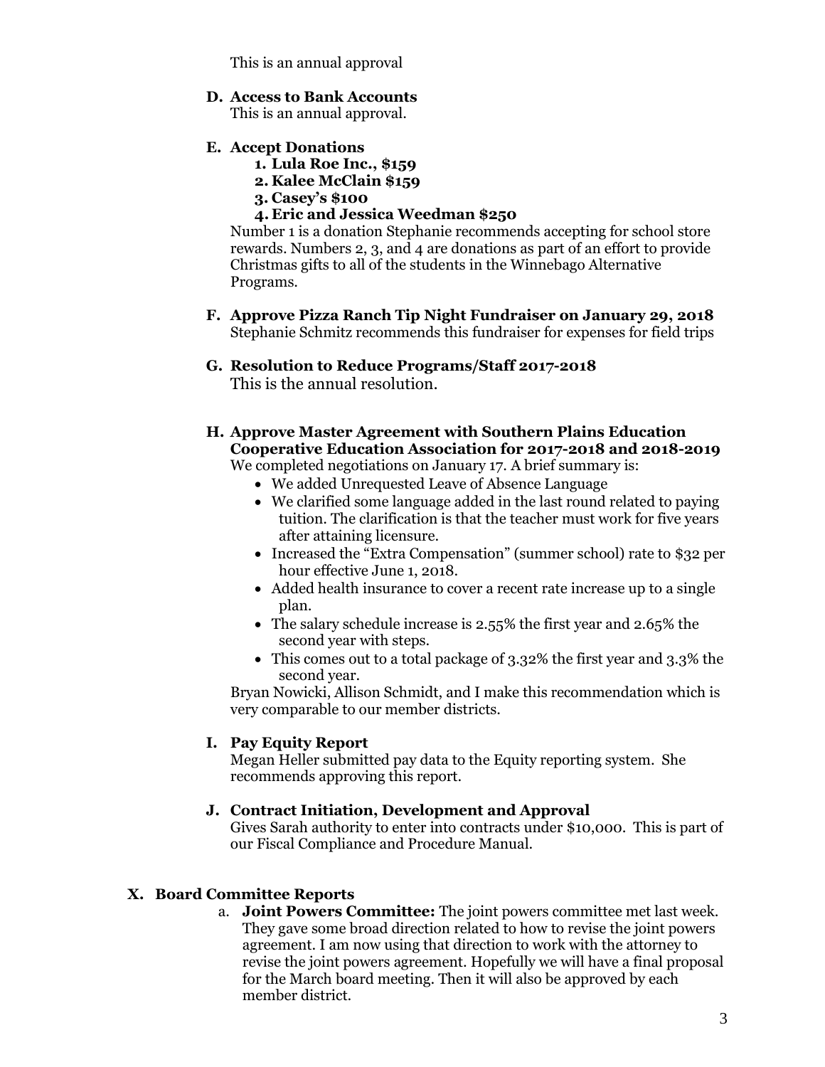This is an annual approval

**D. Access to Bank Accounts**

This is an annual approval.

**E. Accept Donations**

1. **Lula Roe Inc., $159**
2. **Kalee McClain $159**
3. **Casey's $100**
4. **Eric and Jessica Weedman $250**

Number 1 is a donation Stephanie recommends accepting for school store rewards. Numbers 2, 3, and 4 are donations as part of an effort to provide Christmas gifts to all of the students in the Winnebago Alternative Programs.

**F. Approve Pizza Ranch Tip Night Fundraiser on January 29, 2018**

Stephanie Schmitz recommends this fundraiser for expenses for field trips

**G. Resolution to Reduce Programs/Staff 2017-2018**

This is the annual resolution.

**H. Approve Master Agreement with Southern Plains Education Cooperative Education Association for 2017-2018 and 2018-2019**

We completed negotiations on January 17. A brief summary is:

- We added Unrequested Leave of Absence Language
- We clarified some language added in the last round related to paying tuition. The clarification is that the teacher must work for five years after attaining licensure.
- Increased the "Extra Compensation" (summer school) rate to $32 per hour effective June 1, 2018.
- Added health insurance to cover a recent rate increase up to a single plan.
- The salary schedule increase is 2.55% the first year and 2.65% the second year with steps.
- This comes out to a total package of 3.32% the first year and 3.3% the second year.

Bryan Nowicki, Allison Schmidt, and I make this recommendation which is very comparable to our member districts.

**I. Pay Equity Report**

Megan Heller submitted pay data to the Equity reporting system. She recommends approving this report.

**J. Contract Initiation, Development and Approval**

Gives Sarah authority to enter into contracts under $10,000. This is part of our Fiscal Compliance and Procedure Manual.

## X. Board Committee Reports

a. **Joint Powers Committee:** The joint powers committee met last week. They gave some broad direction related to how to revise the joint powers agreement. I am now using that direction to work with the attorney to revise the joint powers agreement. Hopefully we will have a final proposal for the March board meeting. Then it will also be approved by each member district.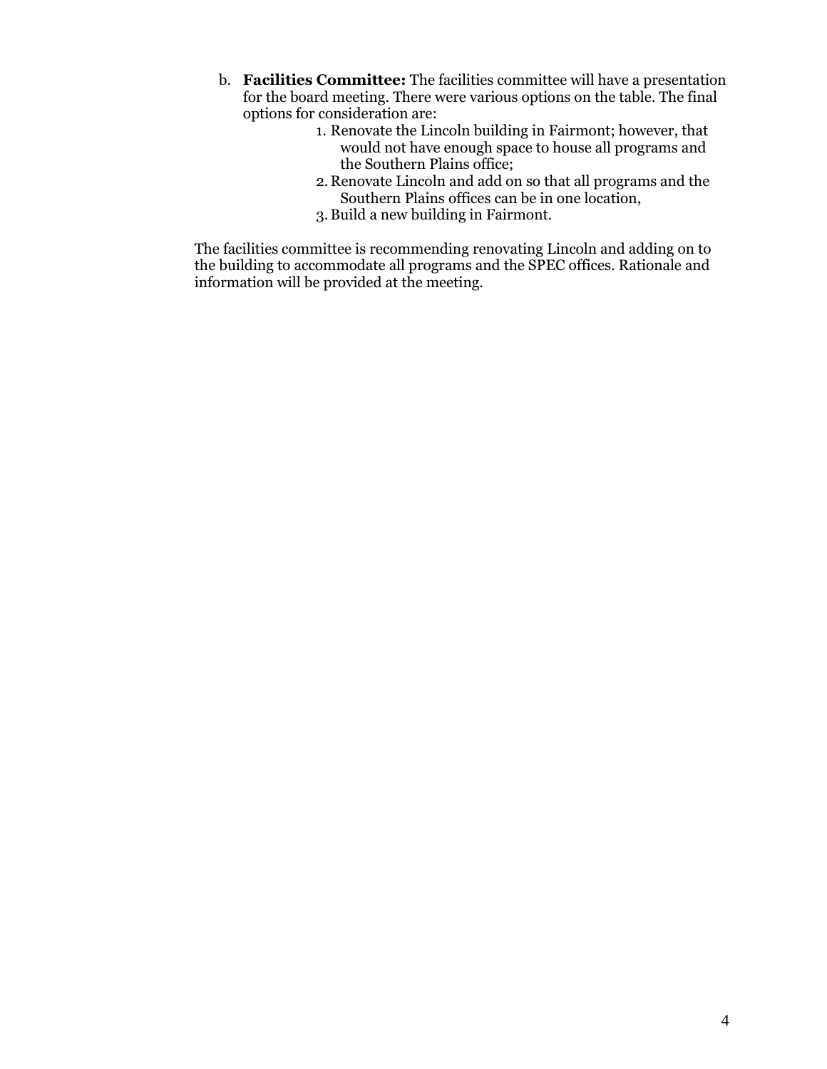b. **Facilities Committee:** The facilities committee will have a presentation for the board meeting. There were various options on the table. The final options for consideration are:

    1. Renovate the Lincoln building in Fairmont; however, that would not have enough space to house all programs and the Southern Plains office;
    2. Renovate Lincoln and add on so that all programs and the Southern Plains offices can be in one location,
    3. Build a new building in Fairmont.

The facilities committee is recommending renovating Lincoln and adding on to the building to accommodate all programs and the SPEC offices. Rationale and information will be provided at the meeting.